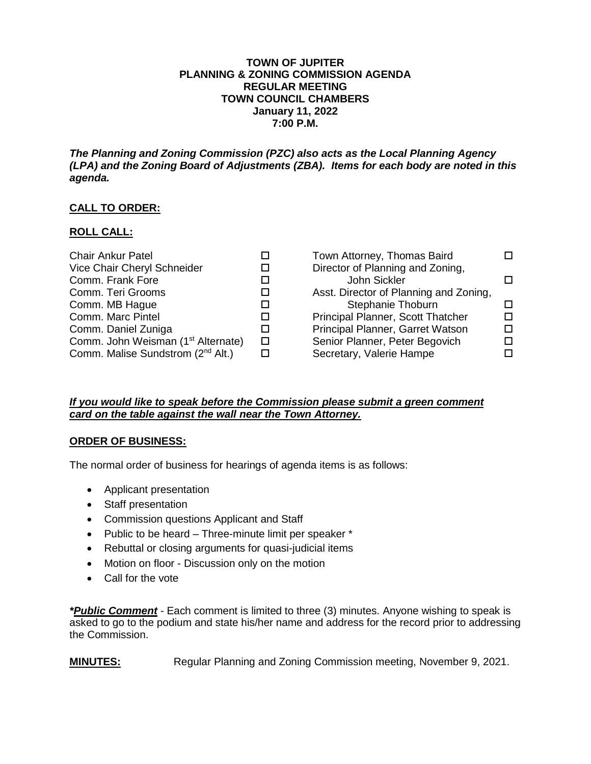**TOWN OF JUPITER**
**PLANNING & ZONING COMMISSION AGENDA**
**REGULAR MEETING**
**TOWN COUNCIL CHAMBERS**
**January 11, 2022**
**7:00 P.M.**

***The Planning and Zoning Commission (PZC) also acts as the Local Planning Agency (LPA) and the Zoning Board of Adjustments (ZBA). Items for each body are noted in this agenda.***

## CALL TO ORDER:

## ROLL CALL:

| | | | |
|---|---|---|---|
| Chair Ankur Patel | ☐ | Town Attorney, Thomas Baird | ☐ |
| Vice Chair Cheryl Schneider | ☐ | Director of Planning and Zoning, John Sickler | ☐ |
| Comm. Frank Fore | ☐ | Asst. Director of Planning and Zoning, Stephanie Thoburn | ☐ |
| Comm. Teri Grooms | ☐ | Principal Planner, Scott Thatcher | ☐ |
| Comm. MB Hague | ☐ | Principal Planner, Garret Watson | ☐ |
| Comm. Marc Pintel | ☐ | Senior Planner, Peter Begovich | ☐ |
| Comm. Daniel Zuniga | ☐ | Secretary, Valerie Hampe | ☐ |
| Comm. John Weisman (1st Alternate) | ☐ | | |
| Comm. Malise Sundstrom (2nd Alt.) | ☐ | | |

***If you would like to speak before the Commission please submit a green comment card on the table against the wall near the Town Attorney.***

## ORDER OF BUSINESS:

The normal order of business for hearings of agenda items is as follows:

- Applicant presentation
- Staff presentation
- Commission questions Applicant and Staff
- Public to be heard – Three-minute limit per speaker *
- Rebuttal or closing arguments for quasi-judicial items
- Motion on floor - Discussion only on the motion
- Call for the vote

***Public Comment*** - Each comment is limited to three (3) minutes. Anyone wishing to speak is asked to go to the podium and state his/her name and address for the record prior to addressing the Commission.

**MINUTES:** Regular Planning and Zoning Commission meeting, November 9, 2021.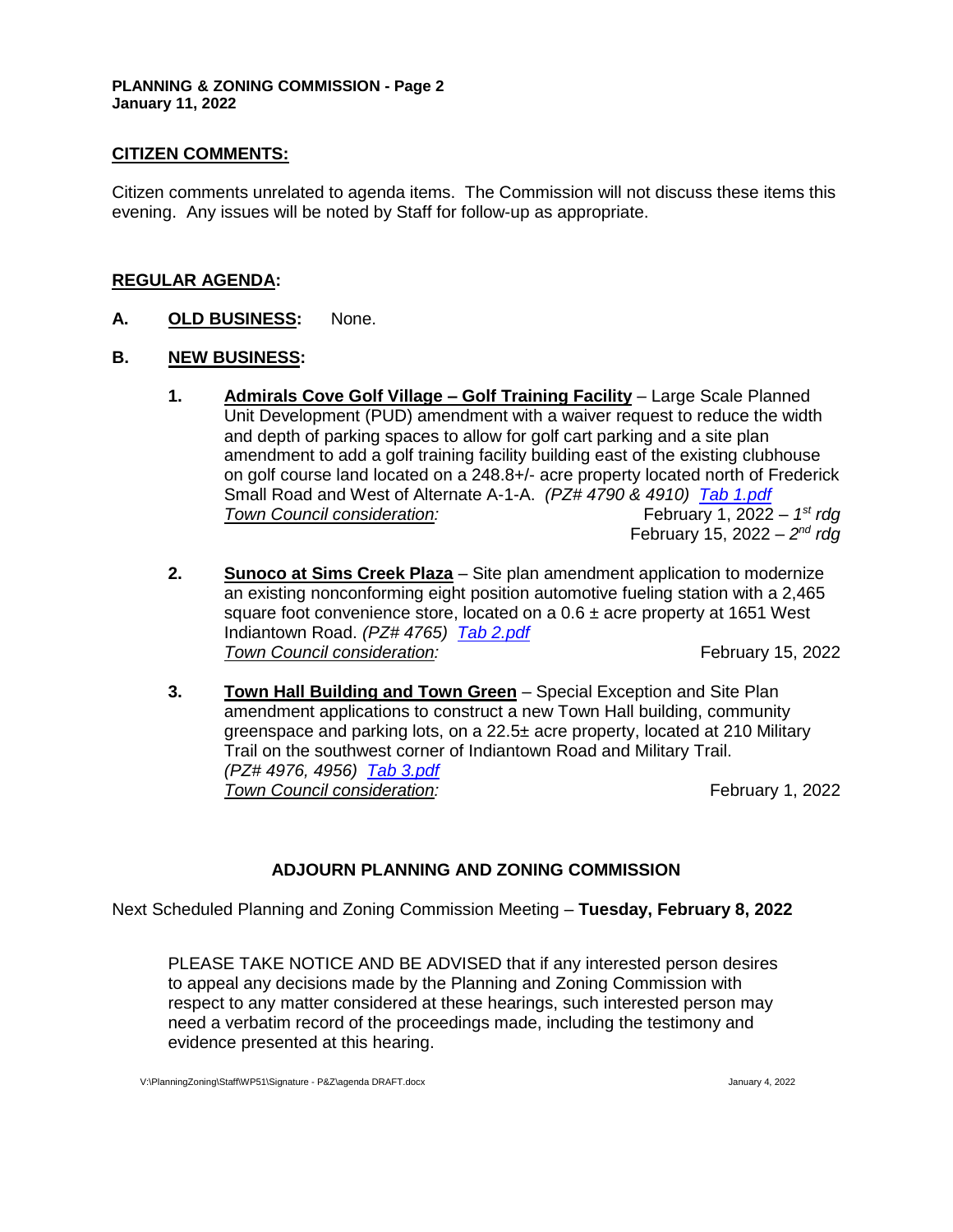## CITIZEN COMMENTS:

Citizen comments unrelated to agenda items. The Commission will not discuss these items this evening. Any issues will be noted by Staff for follow-up as appropriate.

## REGULAR AGENDA:

**A. OLD BUSINESS:** None.

**B. NEW BUSINESS:**

1. **Admirals Cove Golf Village – Golf Training Facility** – Large Scale Planned Unit Development (PUD) amendment with a waiver request to reduce the width and depth of parking spaces to allow for golf cart parking and a site plan amendment to add a golf training facility building east of the existing clubhouse on golf course land located on a 248.8+/- acre property located north of Frederick Small Road and West of Alternate A-1-A. *(PZ# 4790 & 4910)* [Tab 1.pdf]
   *Town Council consideration:* February 1, 2022 – *1st rdg*
   February 15, 2022 – *2nd rdg*

2. **Sunoco at Sims Creek Plaza** – Site plan amendment application to modernize an existing nonconforming eight position automotive fueling station with a 2,465 square foot convenience store, located on a 0.6 ± acre property at 1651 West Indiantown Road. *(PZ# 4765)* [Tab 2.pdf]
   *Town Council consideration:* February 15, 2022

3. **Town Hall Building and Town Green** – Special Exception and Site Plan amendment applications to construct a new Town Hall building, community greenspace and parking lots, on a 22.5± acre property, located at 210 Military Trail on the southwest corner of Indiantown Road and Military Trail. *(PZ# 4976, 4956)* [Tab 3.pdf]
   *Town Council consideration:* February 1, 2022

## ADJOURN PLANNING AND ZONING COMMISSION

Next Scheduled Planning and Zoning Commission Meeting – **Tuesday, February 8, 2022**

PLEASE TAKE NOTICE AND BE ADVISED that if any interested person desires to appeal any decisions made by the Planning and Zoning Commission with respect to any matter considered at these hearings, such interested person may need a verbatim record of the proceedings made, including the testimony and evidence presented at this hearing.

V:\PlanningZoning\Staff\WP51\Signature - P&Z\agenda DRAFT.docx January 4, 2022